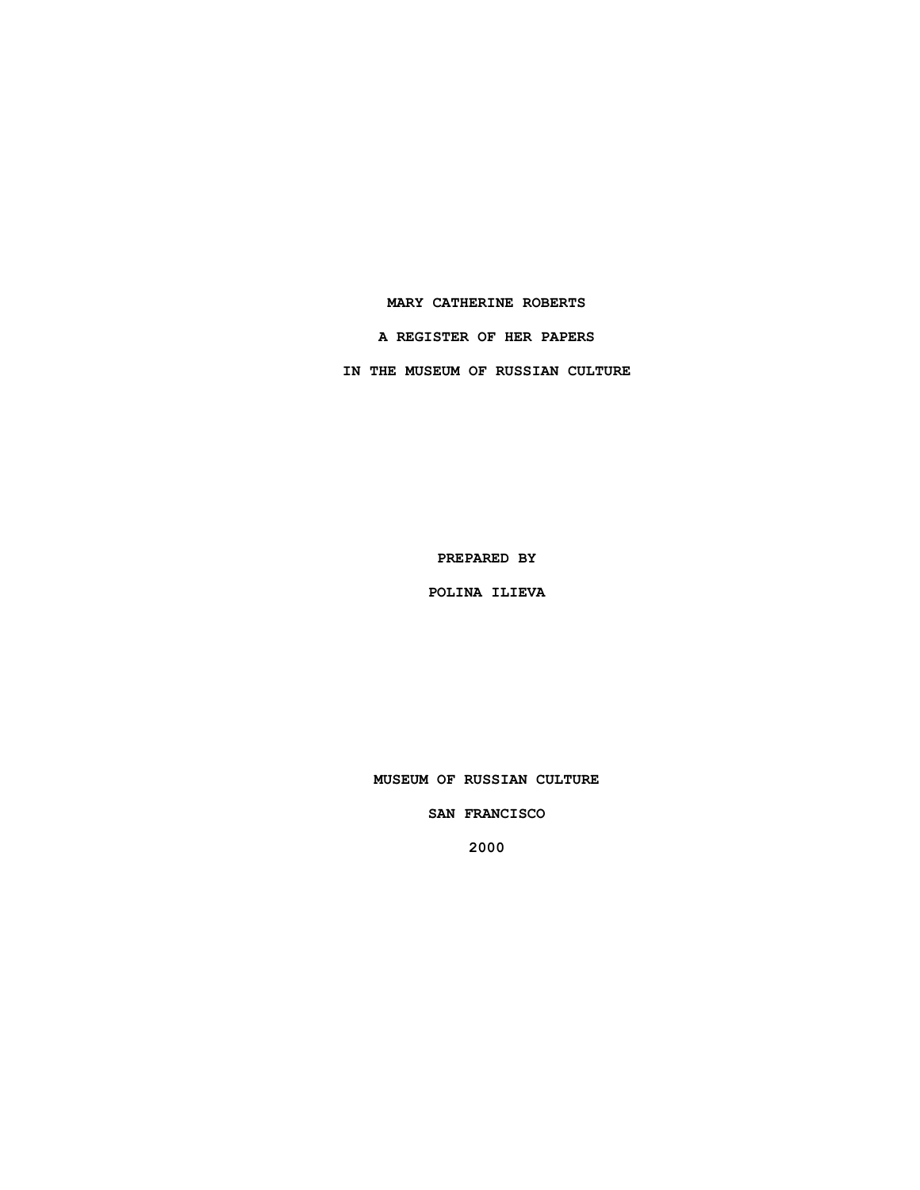# MARY CATHERINE ROBERTS

## A REGISTER OF HER PAPERS

## IN THE MUSEUM OF RUSSIAN CULTURE

PREPARED BY

POLINA ILIEVA

MUSEUM OF RUSSIAN CULTURE

SAN FRANCISCO

2000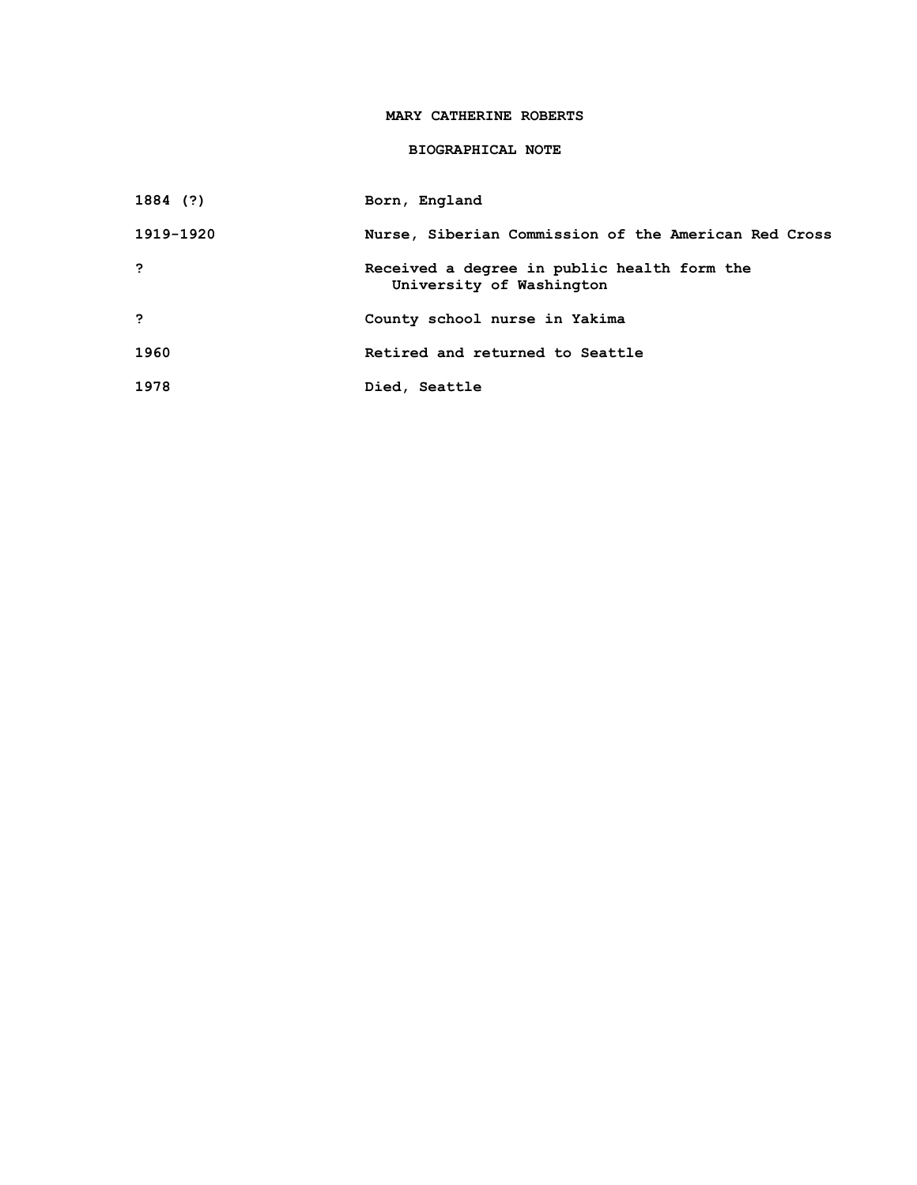# MARY CATHERINE ROBERTS

## BIOGRAPHICAL NOTE

| | |
|---|---|
| 1884 (?) | Born, England |
| 1919-1920 | Nurse, Siberian Commission of the American Red Cross |
| ? | Received a degree in public health form the University of Washington |
| ? | County school nurse in Yakima |
| 1960 | Retired and returned to Seattle |
| 1978 | Died, Seattle |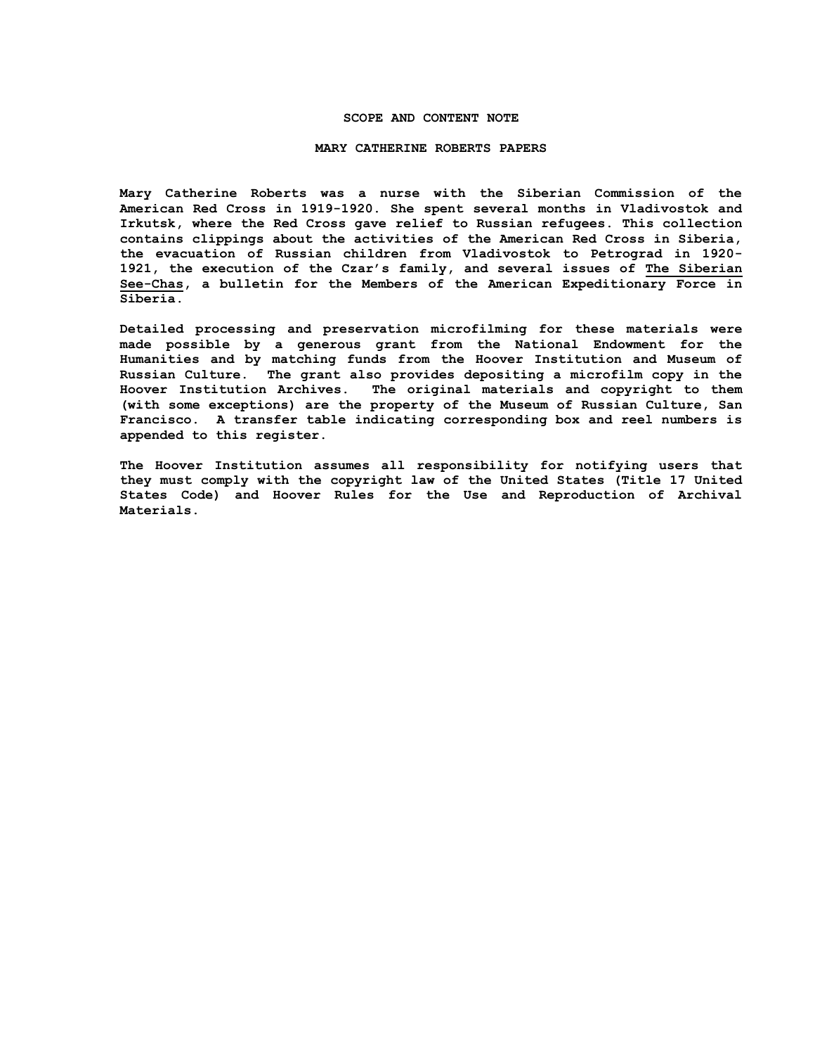## SCOPE AND CONTENT NOTE

## MARY CATHERINE ROBERTS PAPERS

Mary Catherine Roberts was a nurse with the Siberian Commission of the American Red Cross in 1919-1920. She spent several months in Vladivostok and Irkutsk, where the Red Cross gave relief to Russian refugees. This collection contains clippings about the activities of the American Red Cross in Siberia, the evacuation of Russian children from Vladivostok to Petrograd in 1920-1921, the execution of the Czar's family, and several issues of The Siberian See-Chas, a bulletin for the Members of the American Expeditionary Force in Siberia.

Detailed processing and preservation microfilming for these materials were made possible by a generous grant from the National Endowment for the Humanities and by matching funds from the Hoover Institution and Museum of Russian Culture. The grant also provides depositing a microfilm copy in the Hoover Institution Archives. The original materials and copyright to them (with some exceptions) are the property of the Museum of Russian Culture, San Francisco. A transfer table indicating corresponding box and reel numbers is appended to this register.

The Hoover Institution assumes all responsibility for notifying users that they must comply with the copyright law of the United States (Title 17 United States Code) and Hoover Rules for the Use and Reproduction of Archival Materials.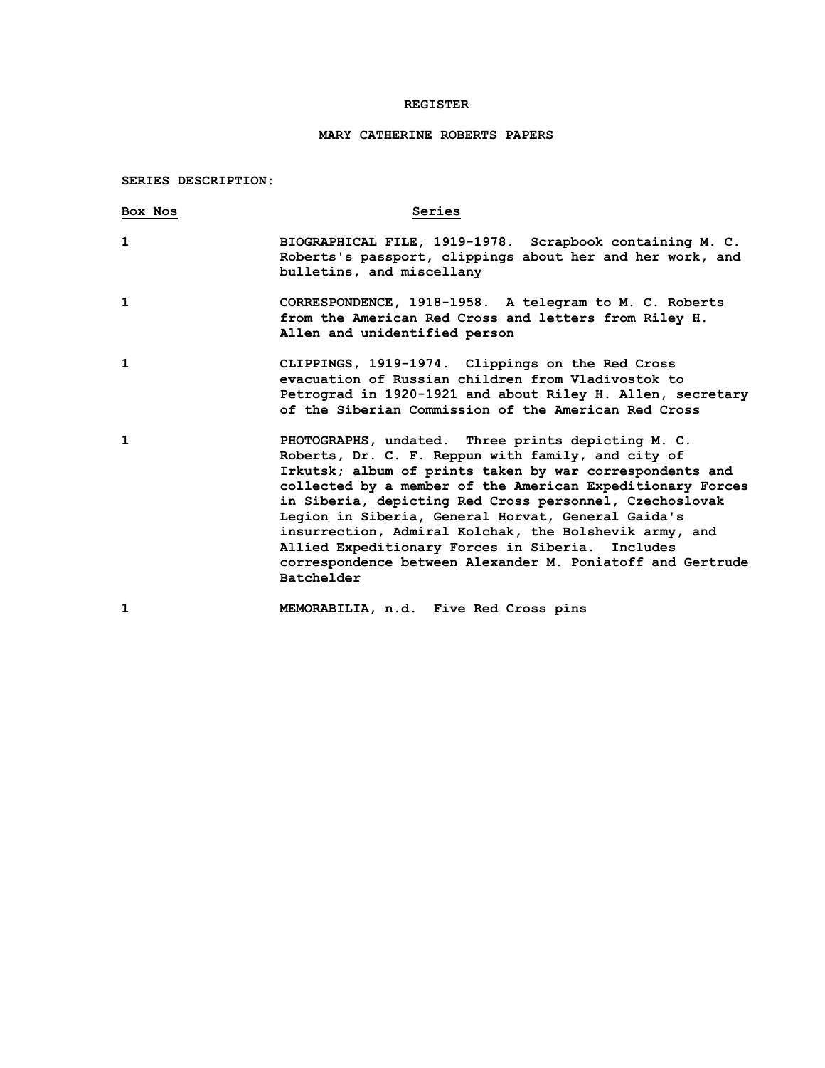# REGISTER

## MARY CATHERINE ROBERTS PAPERS

**SERIES DESCRIPTION:**

| Box Nos | Series |
|---|---|
| 1 | BIOGRAPHICAL FILE, 1919-1978. Scrapbook containing M. C. Roberts's passport, clippings about her and her work, and bulletins, and miscellany |
| 1 | CORRESPONDENCE, 1918-1958. A telegram to M. C. Roberts from the American Red Cross and letters from Riley H. Allen and unidentified person |
| 1 | CLIPPINGS, 1919-1974. Clippings on the Red Cross evacuation of Russian children from Vladivostok to Petrograd in 1920-1921 and about Riley H. Allen, secretary of the Siberian Commission of the American Red Cross |
| 1 | PHOTOGRAPHS, undated. Three prints depicting M. C. Roberts, Dr. C. F. Reppun with family, and city of Irkutsk; album of prints taken by war correspondents and collected by a member of the American Expeditionary Forces in Siberia, depicting Red Cross personnel, Czechoslovak Legion in Siberia, General Horvat, General Gaida's insurrection, Admiral Kolchak, the Bolshevik army, and Allied Expeditionary Forces in Siberia. Includes correspondence between Alexander M. Poniatoff and Gertrude Batchelder |
| 1 | MEMORABILIA, n.d. Five Red Cross pins |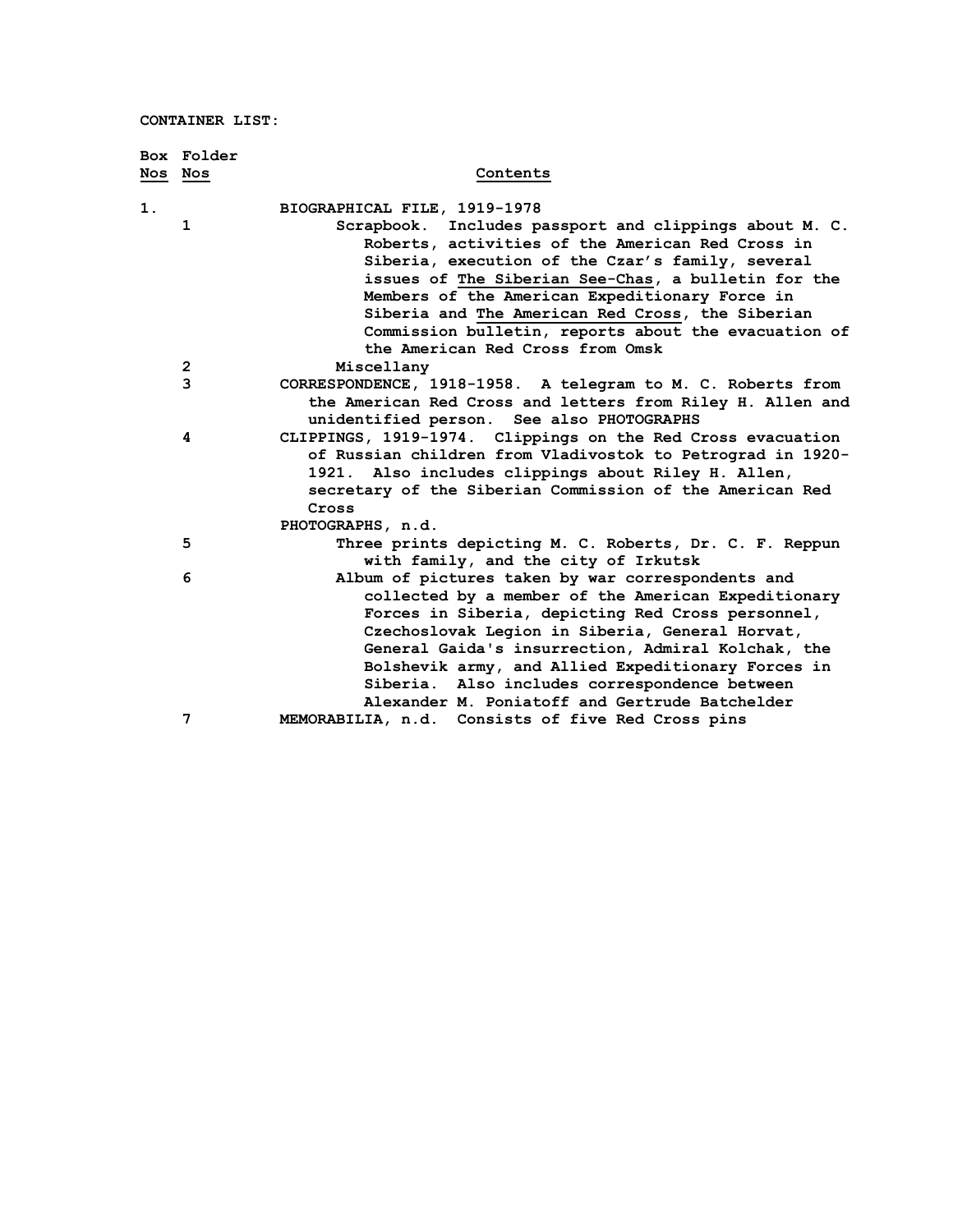**CONTAINER LIST:**

| Box Nos | Folder Nos | Contents |
| --- | --- | --- |
| 1. | | BIOGRAPHICAL FILE, 1919-1978 |
| | 1 | Scrapbook. Includes passport and clippings about M. C. Roberts, activities of the American Red Cross in Siberia, execution of the Czar's family, several issues of The Siberian See-Chas, a bulletin for the Members of the American Expeditionary Force in Siberia and The American Red Cross, the Siberian Commission bulletin, reports about the evacuation of the American Red Cross from Omsk |
| | 2 | Miscellany |
| | 3 | CORRESPONDENCE, 1918-1958. A telegram to M. C. Roberts from the American Red Cross and letters from Riley H. Allen and unidentified person. See also PHOTOGRAPHS |
| | 4 | CLIPPINGS, 1919-1974. Clippings on the Red Cross evacuation of Russian children from Vladivostok to Petrograd in 1920-1921. Also includes clippings about Riley H. Allen, secretary of the Siberian Commission of the American Red Cross |
| | | PHOTOGRAPHS, n.d. |
| | 5 | Three prints depicting M. C. Roberts, Dr. C. F. Reppun with family, and the city of Irkutsk |
| | 6 | Album of pictures taken by war correspondents and collected by a member of the American Expeditionary Forces in Siberia, depicting Red Cross personnel, Czechoslovak Legion in Siberia, General Horvat, General Gaida's insurrection, Admiral Kolchak, the Bolshevik army, and Allied Expeditionary Forces in Siberia. Also includes correspondence between Alexander M. Poniatoff and Gertrude Batchelder |
| | 7 | MEMORABILIA, n.d. Consists of five Red Cross pins |